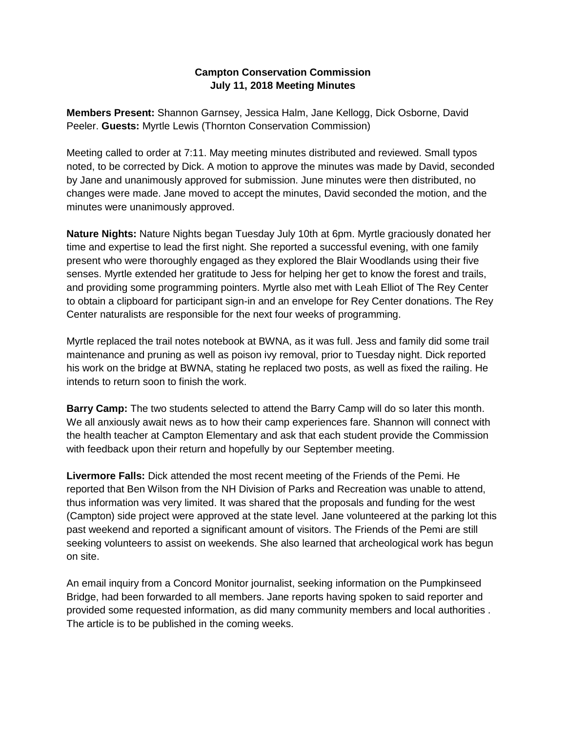**Campton Conservation Commission**
**July 11, 2018 Meeting Minutes**

**Members Present:** Shannon Garnsey, Jessica Halm, Jane Kellogg, Dick Osborne, David Peeler. **Guests:** Myrtle Lewis (Thornton Conservation Commission)

Meeting called to order at 7:11. May meeting minutes distributed and reviewed. Small typos noted, to be corrected by Dick. A motion to approve the minutes was made by David, seconded by Jane and unanimously approved for submission. June minutes were then distributed, no changes were made. Jane moved to accept the minutes, David seconded the motion, and the minutes were unanimously approved.

**Nature Nights:** Nature Nights began Tuesday July 10th at 6pm. Myrtle graciously donated her time and expertise to lead the first night. She reported a successful evening, with one family present who were thoroughly engaged as they explored the Blair Woodlands using their five senses. Myrtle extended her gratitude to Jess for helping her get to know the forest and trails, and providing some programming pointers. Myrtle also met with Leah Elliot of The Rey Center to obtain a clipboard for participant sign-in and an envelope for Rey Center donations. The Rey Center naturalists are responsible for the next four weeks of programming.

Myrtle replaced the trail notes notebook at BWNA, as it was full. Jess and family did some trail maintenance and pruning as well as poison ivy removal, prior to Tuesday night. Dick reported his work on the bridge at BWNA, stating he replaced two posts, as well as fixed the railing. He intends to return soon to finish the work.

**Barry Camp:** The two students selected to attend the Barry Camp will do so later this month. We all anxiously await news as to how their camp experiences fare. Shannon will connect with the health teacher at Campton Elementary and ask that each student provide the Commission with feedback upon their return and hopefully by our September meeting.

**Livermore Falls:** Dick attended the most recent meeting of the Friends of the Pemi. He reported that Ben Wilson from the NH Division of Parks and Recreation was unable to attend, thus information was very limited. It was shared that the proposals and funding for the west (Campton) side project were approved at the state level. Jane volunteered at the parking lot this past weekend and reported a significant amount of visitors. The Friends of the Pemi are still seeking volunteers to assist on weekends. She also learned that archeological work has begun on site.

An email inquiry from a Concord Monitor journalist, seeking information on the Pumpkinseed Bridge, had been forwarded to all members. Jane reports having spoken to said reporter and provided some requested information, as did many community members and local authorities . The article is to be published in the coming weeks.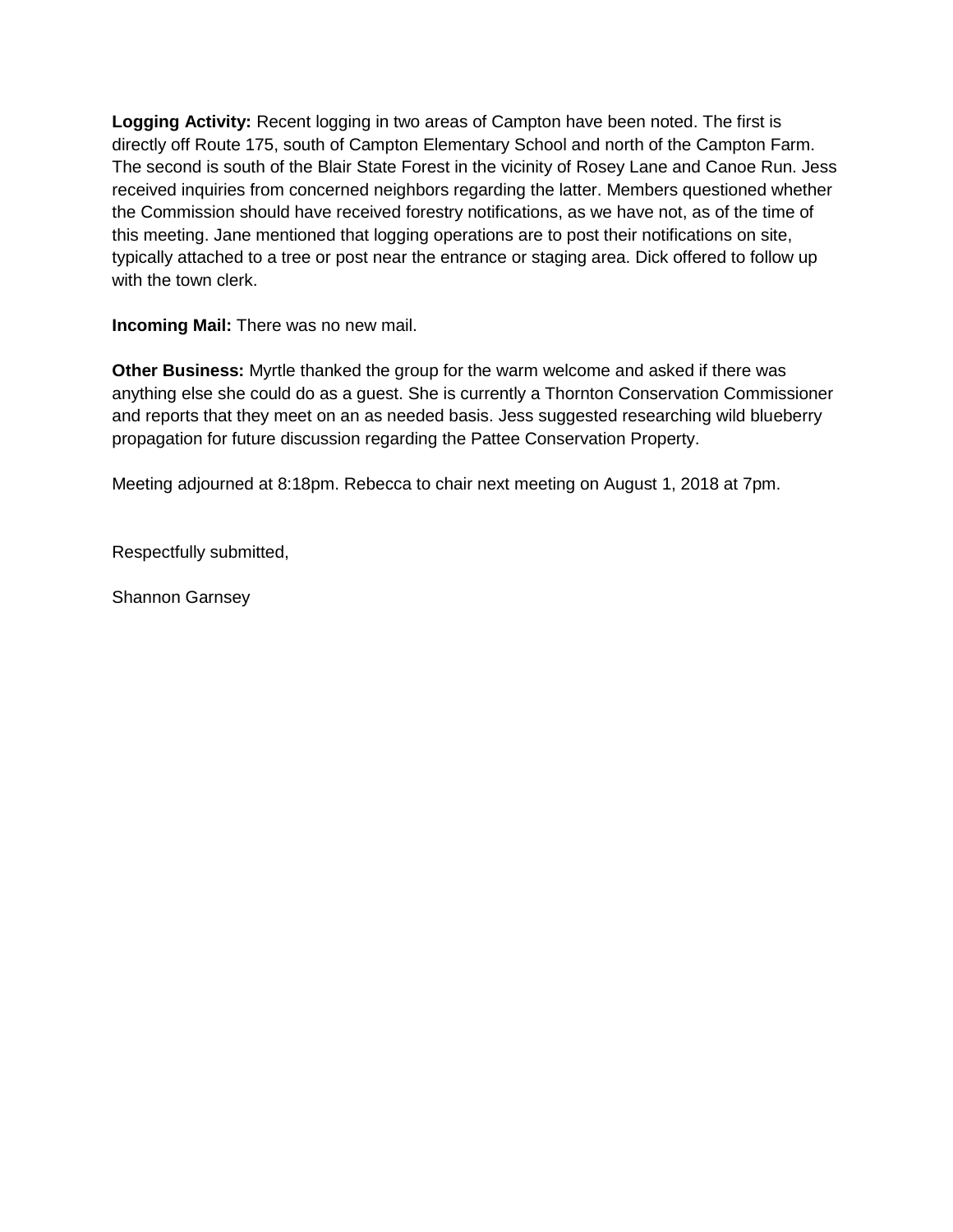**Logging Activity:** Recent logging in two areas of Campton have been noted. The first is directly off Route 175, south of Campton Elementary School and north of the Campton Farm. The second is south of the Blair State Forest in the vicinity of Rosey Lane and Canoe Run. Jess received inquiries from concerned neighbors regarding the latter. Members questioned whether the Commission should have received forestry notifications, as we have not, as of the time of this meeting. Jane mentioned that logging operations are to post their notifications on site, typically attached to a tree or post near the entrance or staging area. Dick offered to follow up with the town clerk.

**Incoming Mail:** There was no new mail.

**Other Business:** Myrtle thanked the group for the warm welcome and asked if there was anything else she could do as a guest. She is currently a Thornton Conservation Commissioner and reports that they meet on an as needed basis. Jess suggested researching wild blueberry propagation for future discussion regarding the Pattee Conservation Property.

Meeting adjourned at 8:18pm. Rebecca to chair next meeting on August 1, 2018 at 7pm.

Respectfully submitted,

Shannon Garnsey